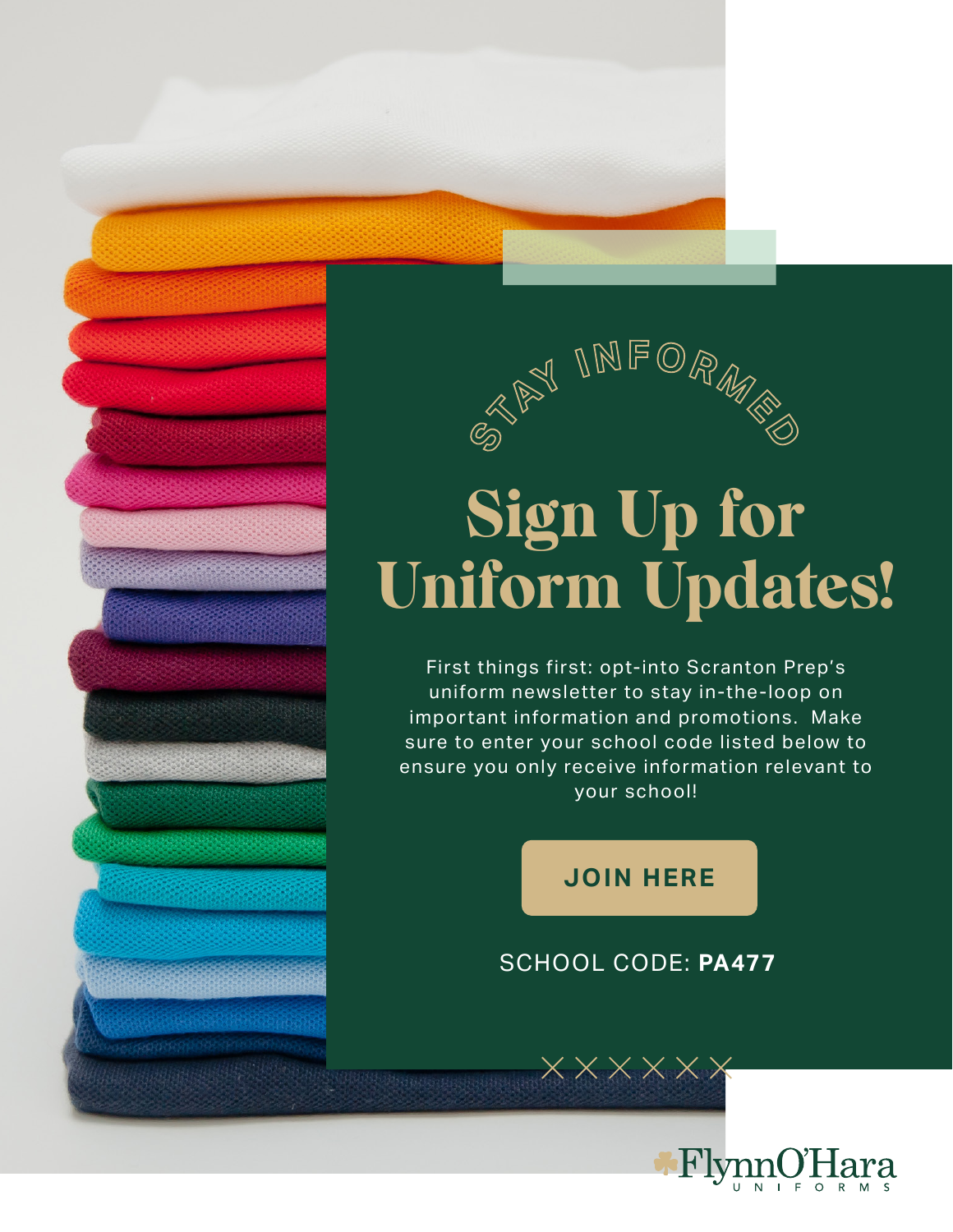STAY INFORMED

# Sign Up for Uniform Updates!

First things first: opt-into Scranton Prep's uniform newsletter to stay in-the-loop on important information and promotions. Make sure to enter your school code listed below to ensure you only receive information relevant to your school!

**JOIN HERE**

SCHOOL CODE: **PA477**

FlynnO'Hara UNIFORMS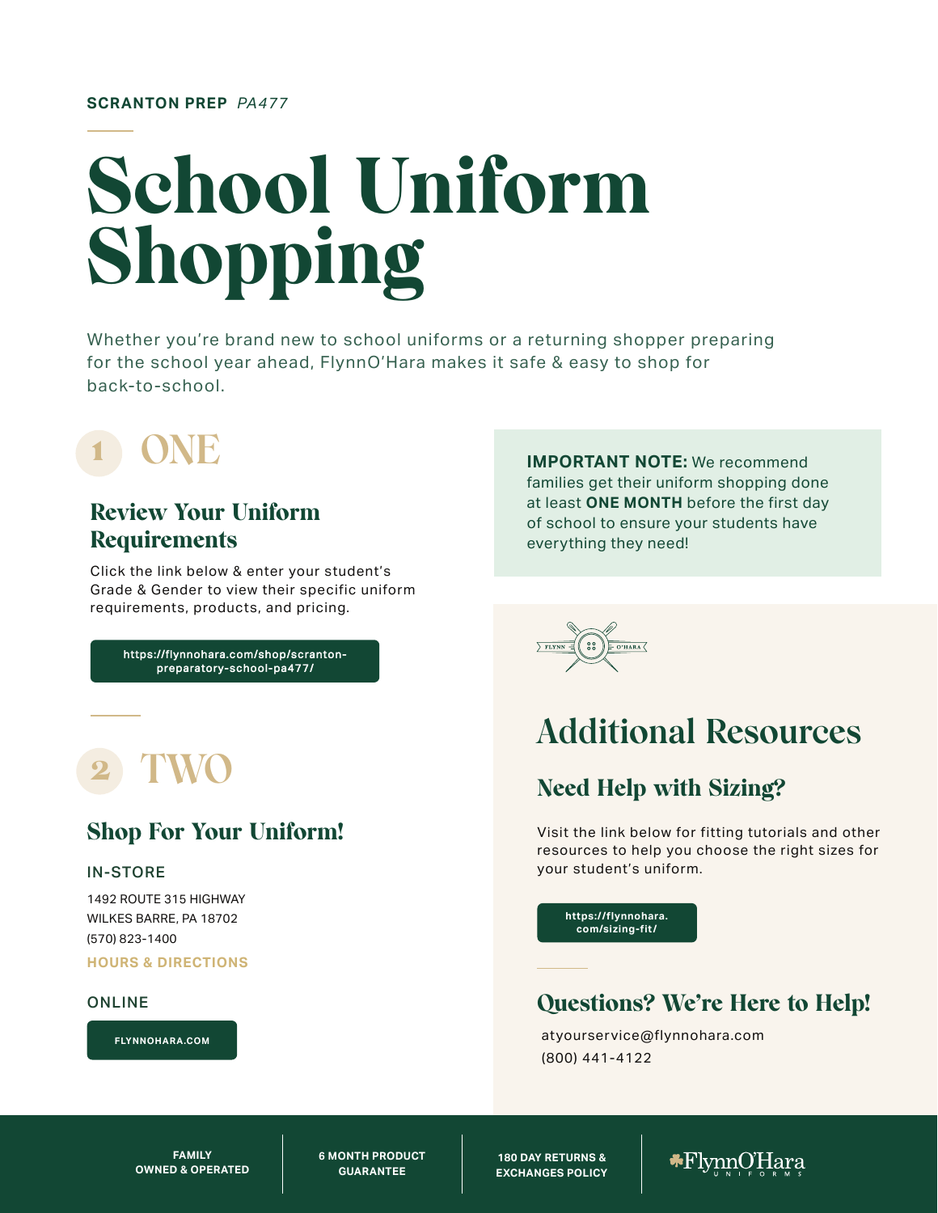**SCRANTON PREP** *PA477*

# School Uniform Shopping

Whether you're brand new to school uniforms or a returning shopper preparing for the school year ahead, FlynnO'Hara makes it safe & easy to shop for back-to-school.

## 1 ONE

### Review Your Uniform Requirements

Click the link below & enter your student's Grade & Gender to view their specific uniform requirements, products, and pricing.

https://flynnohara.com/shop/scranton-preparatory-school-pa477/

## 2 TWO

### Shop For Your Uniform!

**IN-STORE**

1492 ROUTE 315 HIGHWAY
WILKES BARRE, PA 18702
(570) 823-1400

**HOURS & DIRECTIONS**

**ONLINE**

FLYNNOHARA.COM

**IMPORTANT NOTE:** We recommend families get their uniform shopping done at least **ONE MONTH** before the first day of school to ensure your students have everything they need!

FLYNN O'HARA

## Additional Resources

### Need Help with Sizing?

Visit the link below for fitting tutorials and other resources to help you choose the right sizes for your student's uniform.

https://flynnohara.com/sizing-fit/

### Questions? We're Here to Help!

atyourservice@flynnohara.com
(800) 441-4122

FAMILY OWNED & OPERATED | 6 MONTH PRODUCT GUARANTEE | 180 DAY RETURNS & EXCHANGES POLICY | FlynnO'Hara UNIFORMS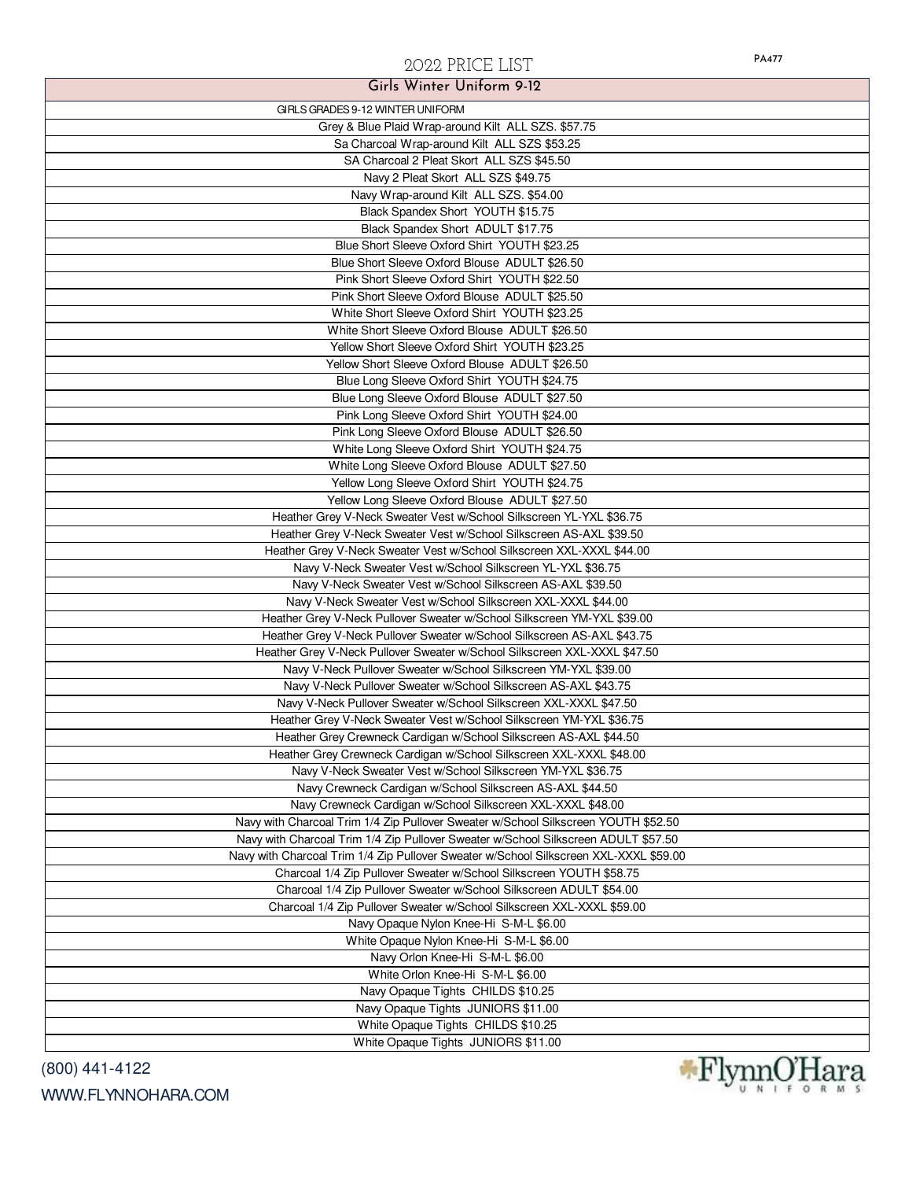# 2022 PRICE LIST

PA477

| Girls Winter Uniform 9-12 |
|---|
| GIRLS GRADES 9-12 WINTER UNIFORM |
| Grey & Blue Plaid Wrap-around Kilt ALL SZS. $57.75 |
| Sa Charcoal Wrap-around Kilt ALL SZS $53.25 |
| SA Charcoal 2 Pleat Skort ALL SZS $45.50 |
| Navy 2 Pleat Skort ALL SZS $49.75 |
| Navy Wrap-around Kilt ALL SZS. $54.00 |
| Black Spandex Short YOUTH $15.75 |
| Black Spandex Short ADULT $17.75 |
| Blue Short Sleeve Oxford Shirt YOUTH $23.25 |
| Blue Short Sleeve Oxford Blouse ADULT $26.50 |
| Pink Short Sleeve Oxford Shirt YOUTH $22.50 |
| Pink Short Sleeve Oxford Blouse ADULT $25.50 |
| White Short Sleeve Oxford Shirt YOUTH $23.25 |
| White Short Sleeve Oxford Blouse ADULT $26.50 |
| Yellow Short Sleeve Oxford Shirt YOUTH $23.25 |
| Yellow Short Sleeve Oxford Blouse ADULT $26.50 |
| Blue Long Sleeve Oxford Shirt YOUTH $24.75 |
| Blue Long Sleeve Oxford Blouse ADULT $27.50 |
| Pink Long Sleeve Oxford Shirt YOUTH $24.00 |
| Pink Long Sleeve Oxford Blouse ADULT $26.50 |
| White Long Sleeve Oxford Shirt YOUTH $24.75 |
| White Long Sleeve Oxford Blouse ADULT $27.50 |
| Yellow Long Sleeve Oxford Shirt YOUTH $24.75 |
| Yellow Long Sleeve Oxford Blouse ADULT $27.50 |
| Heather Grey V-Neck Sweater Vest w/School Silkscreen YL-YXL $36.75 |
| Heather Grey V-Neck Sweater Vest w/School Silkscreen AS-AXL $39.50 |
| Heather Grey V-Neck Sweater Vest w/School Silkscreen XXL-XXXL $44.00 |
| Navy V-Neck Sweater Vest w/School Silkscreen YL-YXL $36.75 |
| Navy V-Neck Sweater Vest w/School Silkscreen AS-AXL $39.50 |
| Navy V-Neck Sweater Vest w/School Silkscreen XXL-XXXL $44.00 |
| Heather Grey V-Neck Pullover Sweater w/School Silkscreen YM-YXL $39.00 |
| Heather Grey V-Neck Pullover Sweater w/School Silkscreen AS-AXL $43.75 |
| Heather Grey V-Neck Pullover Sweater w/School Silkscreen XXL-XXXL $47.50 |
| Navy V-Neck Pullover Sweater w/School Silkscreen YM-YXL $39.00 |
| Navy V-Neck Pullover Sweater w/School Silkscreen AS-AXL $43.75 |
| Navy V-Neck Pullover Sweater w/School Silkscreen XXL-XXXL $47.50 |
| Heather Grey V-Neck Sweater Vest w/School Silkscreen YM-YXL $36.75 |
| Heather Grey Crewneck Cardigan w/School Silkscreen AS-AXL $44.50 |
| Heather Grey Crewneck Cardigan w/School Silkscreen XXL-XXXL $48.00 |
| Navy V-Neck Sweater Vest w/School Silkscreen YM-YXL $36.75 |
| Navy Crewneck Cardigan w/School Silkscreen AS-AXL $44.50 |
| Navy Crewneck Cardigan w/School Silkscreen XXL-XXXL $48.00 |
| Navy with Charcoal Trim 1/4 Zip Pullover Sweater w/School Silkscreen YOUTH $52.50 |
| Navy with Charcoal Trim 1/4 Zip Pullover Sweater w/School Silkscreen ADULT $57.50 |
| Navy with Charcoal Trim 1/4 Zip Pullover Sweater w/School Silkscreen XXL-XXXL $59.00 |
| Charcoal 1/4 Zip Pullover Sweater w/School Silkscreen YOUTH $58.75 |
| Charcoal 1/4 Zip Pullover Sweater w/School Silkscreen ADULT $54.00 |
| Charcoal 1/4 Zip Pullover Sweater w/School Silkscreen XXL-XXXL $59.00 |
| Navy Opaque Nylon Knee-Hi S-M-L $6.00 |
| White Opaque Nylon Knee-Hi S-M-L $6.00 |
| Navy Orlon Knee-Hi S-M-L $6.00 |
| White Orlon Knee-Hi S-M-L $6.00 |
| Navy Opaque Tights CHILDS $10.25 |
| Navy Opaque Tights JUNIORS $11.00 |
| White Opaque Tights CHILDS $10.25 |
| White Opaque Tights JUNIORS $11.00 |

(800) 441-4122

WWW.FLYNNOHARA.COM

FlynnO'Hara UNIFORMS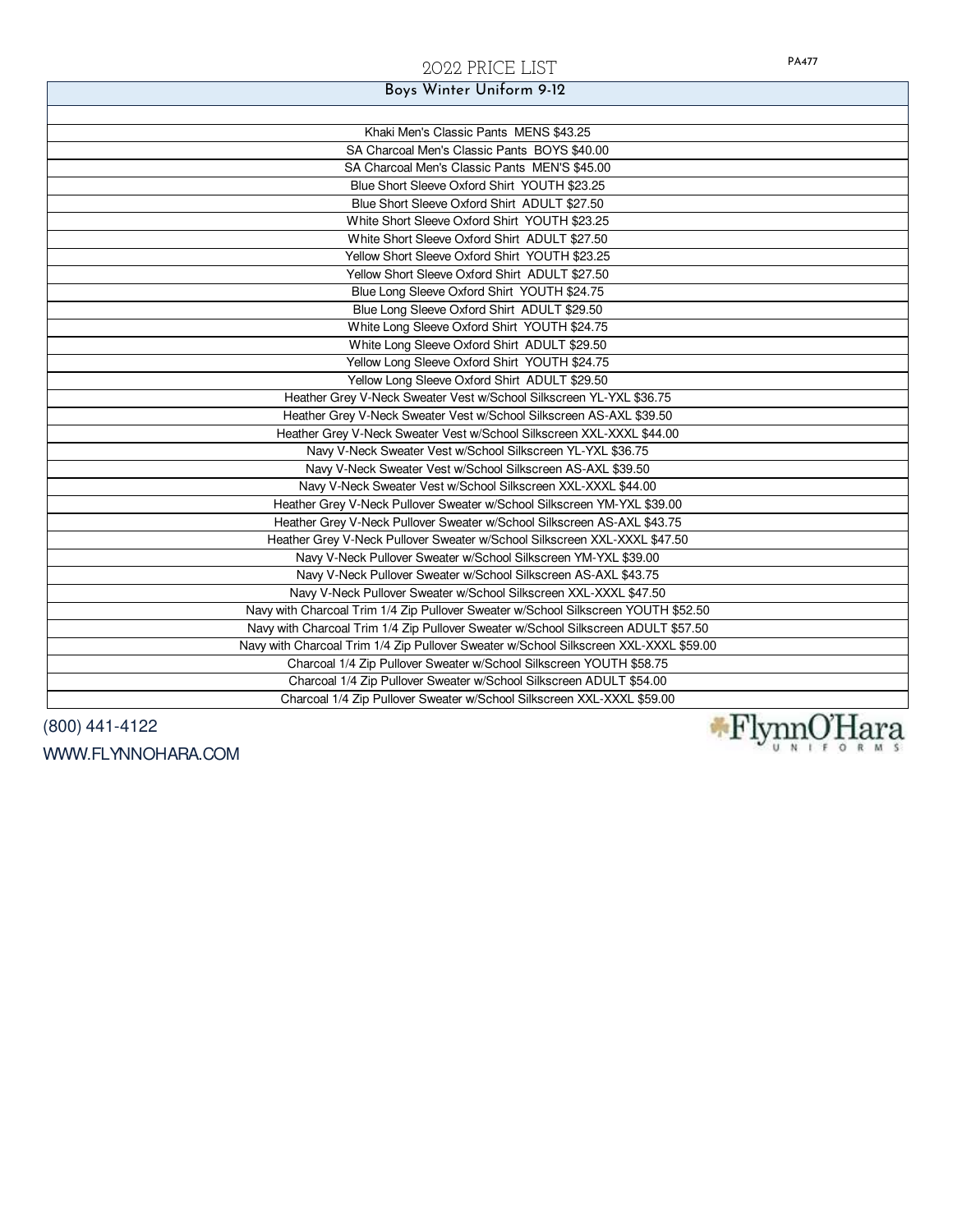# 2022 PRICE LIST

PA477

| Boys Winter Uniform 9-12 |
|---|
| |
| Khaki Men's Classic Pants  MENS $43.25 |
| SA Charcoal Men's Classic Pants  BOYS $40.00 |
| SA Charcoal Men's Classic Pants  MEN'S $45.00 |
| Blue Short Sleeve Oxford Shirt  YOUTH $23.25 |
| Blue Short Sleeve Oxford Shirt  ADULT $27.50 |
| White Short Sleeve Oxford Shirt  YOUTH $23.25 |
| White Short Sleeve Oxford Shirt  ADULT $27.50 |
| Yellow Short Sleeve Oxford Shirt  YOUTH $23.25 |
| Yellow Short Sleeve Oxford Shirt  ADULT $27.50 |
| Blue Long Sleeve Oxford Shirt  YOUTH $24.75 |
| Blue Long Sleeve Oxford Shirt  ADULT $29.50 |
| White Long Sleeve Oxford Shirt  YOUTH $24.75 |
| White Long Sleeve Oxford Shirt  ADULT $29.50 |
| Yellow Long Sleeve Oxford Shirt  YOUTH $24.75 |
| Yellow Long Sleeve Oxford Shirt  ADULT $29.50 |
| Heather Grey V-Neck Sweater Vest w/School Silkscreen YL-YXL $36.75 |
| Heather Grey V-Neck Sweater Vest w/School Silkscreen AS-AXL $39.50 |
| Heather Grey V-Neck Sweater Vest w/School Silkscreen XXL-XXXL $44.00 |
| Navy V-Neck Sweater Vest w/School Silkscreen YL-YXL $36.75 |
| Navy V-Neck Sweater Vest w/School Silkscreen AS-AXL $39.50 |
| Navy V-Neck Sweater Vest w/School Silkscreen XXL-XXXL $44.00 |
| Heather Grey V-Neck Pullover Sweater w/School Silkscreen YM-YXL $39.00 |
| Heather Grey V-Neck Pullover Sweater w/School Silkscreen AS-AXL $43.75 |
| Heather Grey V-Neck Pullover Sweater w/School Silkscreen XXL-XXXL $47.50 |
| Navy V-Neck Pullover Sweater w/School Silkscreen YM-YXL $39.00 |
| Navy V-Neck Pullover Sweater w/School Silkscreen AS-AXL $43.75 |
| Navy V-Neck Pullover Sweater w/School Silkscreen XXL-XXXL $47.50 |
| Navy with Charcoal Trim 1/4 Zip Pullover Sweater w/School Silkscreen YOUTH $52.50 |
| Navy with Charcoal Trim 1/4 Zip Pullover Sweater w/School Silkscreen ADULT $57.50 |
| Navy with Charcoal Trim 1/4 Zip Pullover Sweater w/School Silkscreen XXL-XXXL $59.00 |
| Charcoal 1/4 Zip Pullover Sweater w/School Silkscreen YOUTH $58.75 |
| Charcoal 1/4 Zip Pullover Sweater w/School Silkscreen ADULT $54.00 |
| Charcoal 1/4 Zip Pullover Sweater w/School Silkscreen XXL-XXXL $59.00 |

(800) 441-4122

WWW.FLYNNOHARA.COM

FlynnO'Hara UNIFORMS